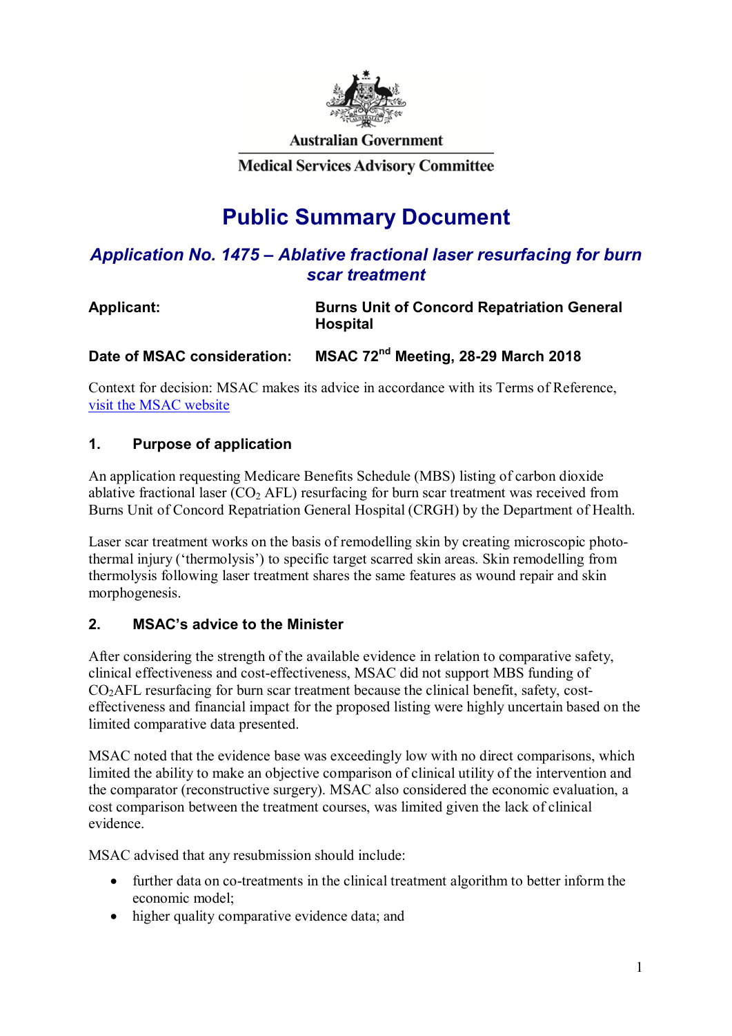Australian Government

Medical Services Advisory Committee

# Public Summary Document

## *Application No. 1475 – Ablative fractional laser resurfacing for burn scar treatment*

**Applicant:** **Burns Unit of Concord Repatriation General Hospital**

**Date of MSAC consideration:** **MSAC 72nd Meeting, 28-29 March 2018**

Context for decision: MSAC makes its advice in accordance with its Terms of Reference, [visit the MSAC website](#)

## 1. Purpose of application

An application requesting Medicare Benefits Schedule (MBS) listing of carbon dioxide ablative fractional laser ($CO_2$ AFL) resurfacing for burn scar treatment was received from Burns Unit of Concord Repatriation General Hospital (CRGH) by the Department of Health.

Laser scar treatment works on the basis of remodelling skin by creating microscopic photo-thermal injury ('thermolysis') to specific target scarred skin areas. Skin remodelling from thermolysis following laser treatment shares the same features as wound repair and skin morphogenesis.

## 2. MSAC's advice to the Minister

After considering the strength of the available evidence in relation to comparative safety, clinical effectiveness and cost-effectiveness, MSAC did not support MBS funding of $CO_2$AFL resurfacing for burn scar treatment because the clinical benefit, safety, cost-effectiveness and financial impact for the proposed listing were highly uncertain based on the limited comparative data presented.

MSAC noted that the evidence base was exceedingly low with no direct comparisons, which limited the ability to make an objective comparison of clinical utility of the intervention and the comparator (reconstructive surgery). MSAC also considered the economic evaluation, a cost comparison between the treatment courses, was limited given the lack of clinical evidence.

MSAC advised that any resubmission should include:

- further data on co-treatments in the clinical treatment algorithm to better inform the economic model;
- higher quality comparative evidence data; and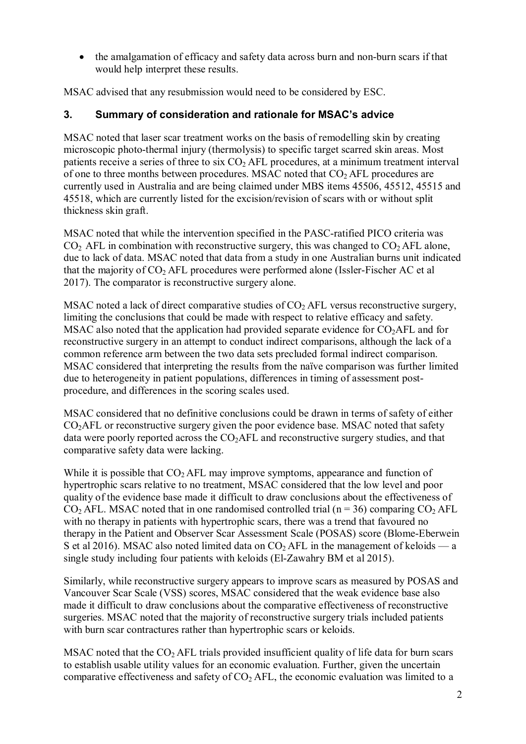- the amalgamation of efficacy and safety data across burn and non-burn scars if that would help interpret these results.

MSAC advised that any resubmission would need to be considered by ESC.

## 3. Summary of consideration and rationale for MSAC's advice

MSAC noted that laser scar treatment works on the basis of remodelling skin by creating microscopic photo-thermal injury (thermolysis) to specific target scarred skin areas. Most patients receive a series of three to six $CO_2$ AFL procedures, at a minimum treatment interval of one to three months between procedures. MSAC noted that $CO_2$ AFL procedures are currently used in Australia and are being claimed under MBS items 45506, 45512, 45515 and 45518, which are currently listed for the excision/revision of scars with or without split thickness skin graft.

MSAC noted that while the intervention specified in the PASC-ratified PICO criteria was $CO_2$ AFL in combination with reconstructive surgery, this was changed to $CO_2$ AFL alone, due to lack of data. MSAC noted that data from a study in one Australian burns unit indicated that the majority of $CO_2$ AFL procedures were performed alone (Issler-Fischer AC et al 2017). The comparator is reconstructive surgery alone.

MSAC noted a lack of direct comparative studies of $CO_2$ AFL versus reconstructive surgery, limiting the conclusions that could be made with respect to relative efficacy and safety. MSAC also noted that the application had provided separate evidence for $CO_2$AFL and for reconstructive surgery in an attempt to conduct indirect comparisons, although the lack of a common reference arm between the two data sets precluded formal indirect comparison. MSAC considered that interpreting the results from the naïve comparison was further limited due to heterogeneity in patient populations, differences in timing of assessment post-procedure, and differences in the scoring scales used.

MSAC considered that no definitive conclusions could be drawn in terms of safety of either $CO_2$AFL or reconstructive surgery given the poor evidence base. MSAC noted that safety data were poorly reported across the $CO_2$AFL and reconstructive surgery studies, and that comparative safety data were lacking.

While it is possible that $CO_2$ AFL may improve symptoms, appearance and function of hypertrophic scars relative to no treatment, MSAC considered that the low level and poor quality of the evidence base made it difficult to draw conclusions about the effectiveness of $CO_2$ AFL. MSAC noted that in one randomised controlled trial ($n = 36$) comparing $CO_2$ AFL with no therapy in patients with hypertrophic scars, there was a trend that favoured no therapy in the Patient and Observer Scar Assessment Scale (POSAS) score (Blome-Eberwein S et al 2016). MSAC also noted limited data on $CO_2$ AFL in the management of keloids — a single study including four patients with keloids (El-Zawahry BM et al 2015).

Similarly, while reconstructive surgery appears to improve scars as measured by POSAS and Vancouver Scar Scale (VSS) scores, MSAC considered that the weak evidence base also made it difficult to draw conclusions about the comparative effectiveness of reconstructive surgeries. MSAC noted that the majority of reconstructive surgery trials included patients with burn scar contractures rather than hypertrophic scars or keloids.

MSAC noted that the $CO_2$ AFL trials provided insufficient quality of life data for burn scars to establish usable utility values for an economic evaluation. Further, given the uncertain comparative effectiveness and safety of $CO_2$ AFL, the economic evaluation was limited to a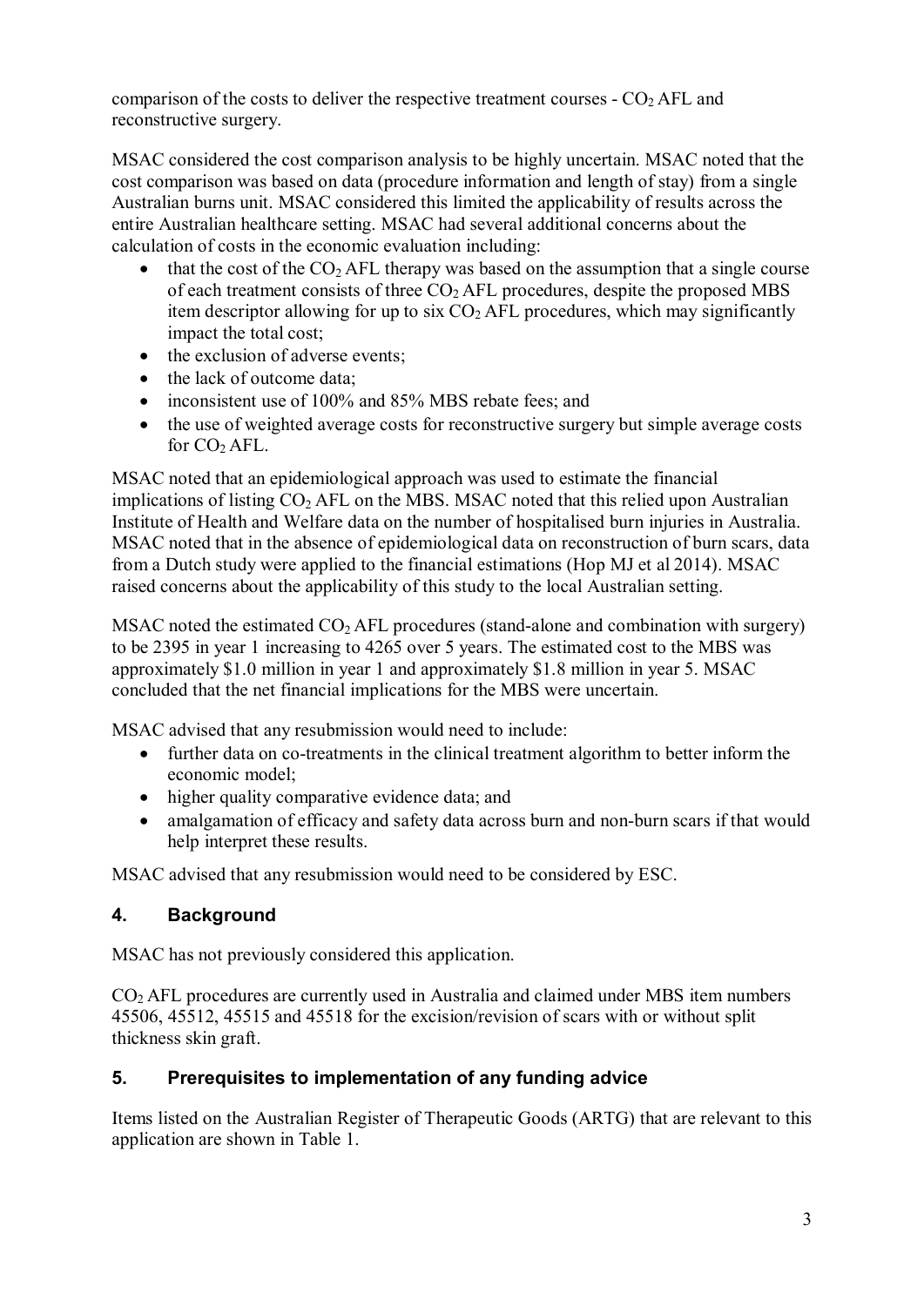comparison of the costs to deliver the respective treatment courses - $CO_2$ AFL and reconstructive surgery.

MSAC considered the cost comparison analysis to be highly uncertain. MSAC noted that the cost comparison was based on data (procedure information and length of stay) from a single Australian burns unit. MSAC considered this limited the applicability of results across the entire Australian healthcare setting. MSAC had several additional concerns about the calculation of costs in the economic evaluation including:

- that the cost of the $CO_2$ AFL therapy was based on the assumption that a single course of each treatment consists of three $CO_2$ AFL procedures, despite the proposed MBS item descriptor allowing for up to six $CO_2$ AFL procedures, which may significantly impact the total cost;
- the exclusion of adverse events;
- the lack of outcome data;
- inconsistent use of 100% and 85% MBS rebate fees; and
- the use of weighted average costs for reconstructive surgery but simple average costs for $CO_2$ AFL.

MSAC noted that an epidemiological approach was used to estimate the financial implications of listing $CO_2$ AFL on the MBS. MSAC noted that this relied upon Australian Institute of Health and Welfare data on the number of hospitalised burn injuries in Australia. MSAC noted that in the absence of epidemiological data on reconstruction of burn scars, data from a Dutch study were applied to the financial estimations (Hop MJ et al 2014). MSAC raised concerns about the applicability of this study to the local Australian setting.

MSAC noted the estimated $CO_2$ AFL procedures (stand-alone and combination with surgery) to be 2395 in year 1 increasing to 4265 over 5 years. The estimated cost to the MBS was approximately $1.0 million in year 1 and approximately $1.8 million in year 5. MSAC concluded that the net financial implications for the MBS were uncertain.

MSAC advised that any resubmission would need to include:

- further data on co-treatments in the clinical treatment algorithm to better inform the economic model;
- higher quality comparative evidence data; and
- amalgamation of efficacy and safety data across burn and non-burn scars if that would help interpret these results.

MSAC advised that any resubmission would need to be considered by ESC.

## 4. Background

MSAC has not previously considered this application.

$CO_2$ AFL procedures are currently used in Australia and claimed under MBS item numbers 45506, 45512, 45515 and 45518 for the excision/revision of scars with or without split thickness skin graft.

## 5. Prerequisites to implementation of any funding advice

Items listed on the Australian Register of Therapeutic Goods (ARTG) that are relevant to this application are shown in Table 1.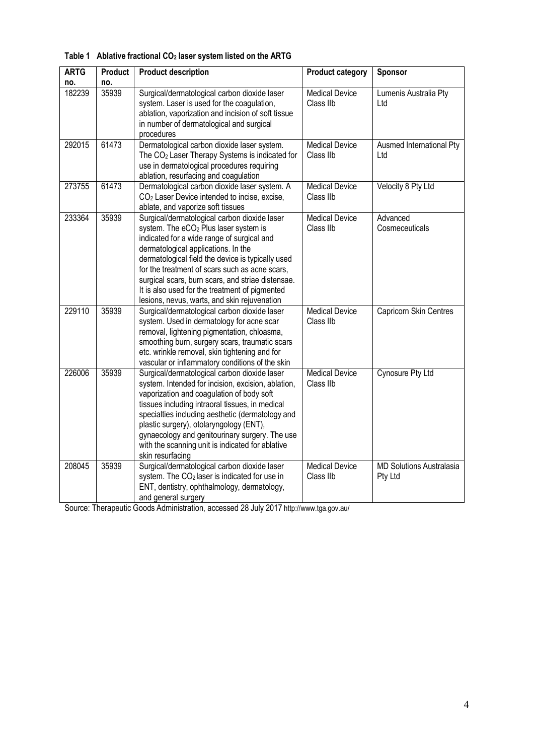**Table 1 Ablative fractional $CO_2$ laser system listed on the ARTG**

| ARTG no. | Product no. | Product description | Product category | Sponsor |
|---|---|---|---|---|
| 182239 | 35939 | Surgical/dermatological carbon dioxide laser system. Laser is used for the coagulation, ablation, vaporization and incision of soft tissue in number of dermatological and surgical procedures | Medical Device Class IIb | Lumenis Australia Pty Ltd |
| 292015 | 61473 | Dermatological carbon dioxide laser system. The $CO_2$ Laser Therapy Systems is indicated for use in dermatological procedures requiring ablation, resurfacing and coagulation | Medical Device Class IIb | Ausmed International Pty Ltd |
| 273755 | 61473 | Dermatological carbon dioxide laser system. A $CO_2$ Laser Device intended to incise, excise, ablate, and vaporize soft tissues | Medical Device Class IIb | Velocity 8 Pty Ltd |
| 233364 | 35939 | Surgical/dermatological carbon dioxide laser system. The e$CO_2$ Plus laser system is indicated for a wide range of surgical and dermatological applications. In the dermatological field the device is typically used for the treatment of scars such as acne scars, surgical scars, burn scars, and striae distensae. It is also used for the treatment of pigmented lesions, nevus, warts, and skin rejuvenation | Medical Device Class IIb | Advanced Cosmeceuticals |
| 229110 | 35939 | Surgical/dermatological carbon dioxide laser system. Used in dermatology for acne scar removal, lightening pigmentation, chloasma, smoothing burn, surgery scars, traumatic scars etc. wrinkle removal, skin tightening and for vascular or inflammatory conditions of the skin | Medical Device Class IIb | Capricorn Skin Centres |
| 226006 | 35939 | Surgical/dermatological carbon dioxide laser system. Intended for incision, excision, ablation, vaporization and coagulation of body soft tissues including intraoral tissues, in medical specialties including aesthetic (dermatology and plastic surgery), otolaryngology (ENT), gynaecology and genitourinary surgery. The use with the scanning unit is indicated for ablative skin resurfacing | Medical Device Class IIb | Cynosure Pty Ltd |
| 208045 | 35939 | Surgical/dermatological carbon dioxide laser system. The $CO_2$ laser is indicated for use in ENT, dentistry, ophthalmology, dermatology, and general surgery | Medical Device Class IIb | MD Solutions Australasia Pty Ltd |

Source: Therapeutic Goods Administration, accessed 28 July 2017 http://www.tga.gov.au/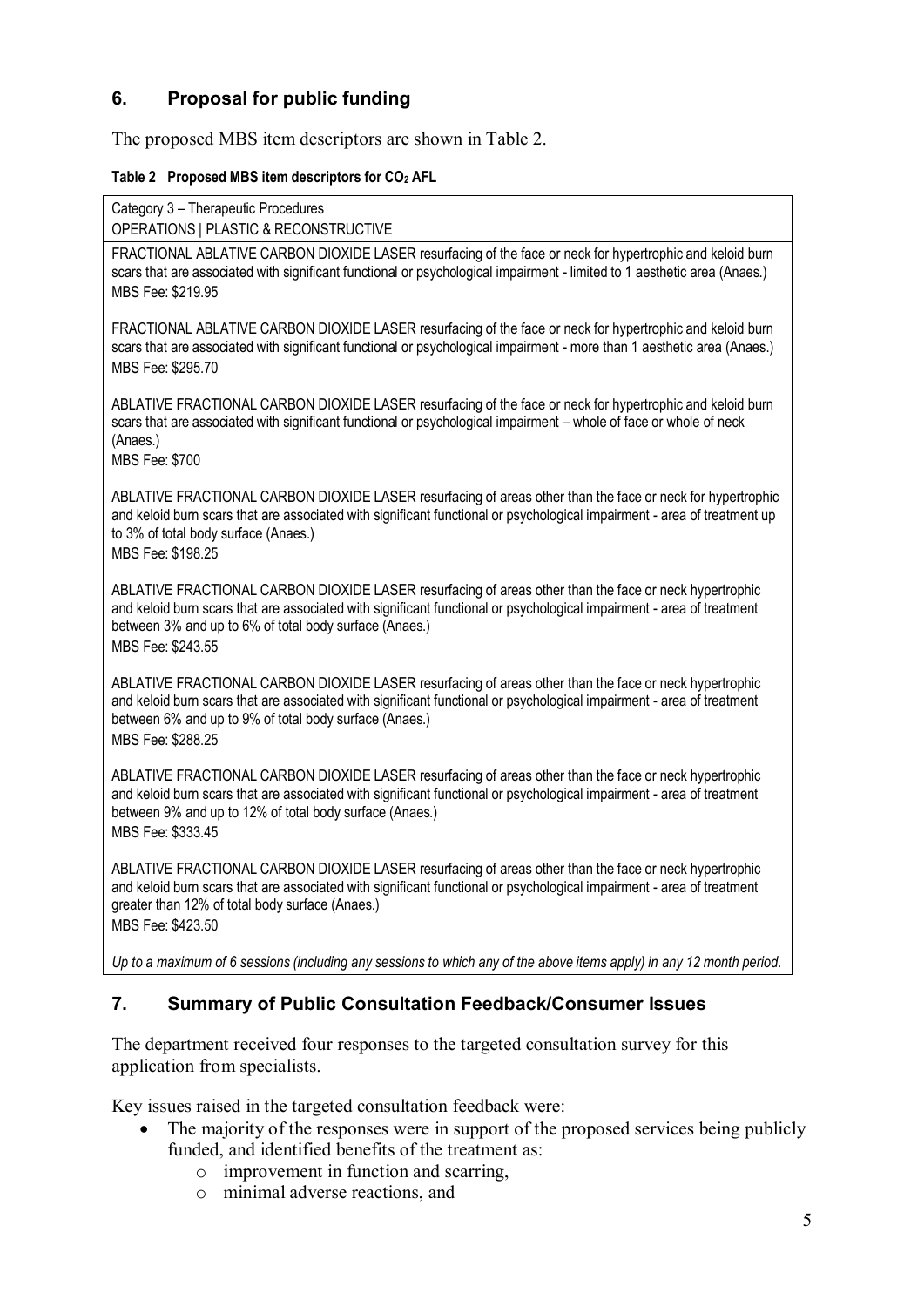## 6. Proposal for public funding

The proposed MBS item descriptors are shown in Table 2.

**Table 2 Proposed MBS item descriptors for $CO_2$ AFL**

| Category 3 – Therapeutic Procedures<br>OPERATIONS \| PLASTIC & RECONSTRUCTIVE |
|---|
| FRACTIONAL ABLATIVE CARBON DIOXIDE LASER resurfacing of the face or neck for hypertrophic and keloid burn scars that are associated with significant functional or psychological impairment - limited to 1 aesthetic area (Anaes.)<br>MBS Fee: $219.95 |
| FRACTIONAL ABLATIVE CARBON DIOXIDE LASER resurfacing of the face or neck for hypertrophic and keloid burn scars that are associated with significant functional or psychological impairment - more than 1 aesthetic area (Anaes.)<br>MBS Fee: $295.70 |
| ABLATIVE FRACTIONAL CARBON DIOXIDE LASER resurfacing of the face or neck for hypertrophic and keloid burn scars that are associated with significant functional or psychological impairment – whole of face or whole of neck (Anaes.)<br>MBS Fee: $700 |
| ABLATIVE FRACTIONAL CARBON DIOXIDE LASER resurfacing of areas other than the face or neck for hypertrophic and keloid burn scars that are associated with significant functional or psychological impairment - area of treatment up to 3% of total body surface (Anaes.)<br>MBS Fee: $198.25 |
| ABLATIVE FRACTIONAL CARBON DIOXIDE LASER resurfacing of areas other than the face or neck hypertrophic and keloid burn scars that are associated with significant functional or psychological impairment - area of treatment between 3% and up to 6% of total body surface (Anaes.)<br>MBS Fee: $243.55 |
| ABLATIVE FRACTIONAL CARBON DIOXIDE LASER resurfacing of areas other than the face or neck hypertrophic and keloid burn scars that are associated with significant functional or psychological impairment - area of treatment between 6% and up to 9% of total body surface (Anaes.)<br>MBS Fee: $288.25 |
| ABLATIVE FRACTIONAL CARBON DIOXIDE LASER resurfacing of areas other than the face or neck hypertrophic and keloid burn scars that are associated with significant functional or psychological impairment - area of treatment between 9% and up to 12% of total body surface (Anaes.)<br>MBS Fee: $333.45 |
| ABLATIVE FRACTIONAL CARBON DIOXIDE LASER resurfacing of areas other than the face or neck hypertrophic and keloid burn scars that are associated with significant functional or psychological impairment - area of treatment greater than 12% of total body surface (Anaes.)<br>MBS Fee: $423.50 |
| *Up to a maximum of 6 sessions (including any sessions to which any of the above items apply) in any 12 month period.* |

## 7. Summary of Public Consultation Feedback/Consumer Issues

The department received four responses to the targeted consultation survey for this application from specialists.

Key issues raised in the targeted consultation feedback were:

- The majority of the responses were in support of the proposed services being publicly funded, and identified benefits of the treatment as:
  - improvement in function and scarring,
  - minimal adverse reactions, and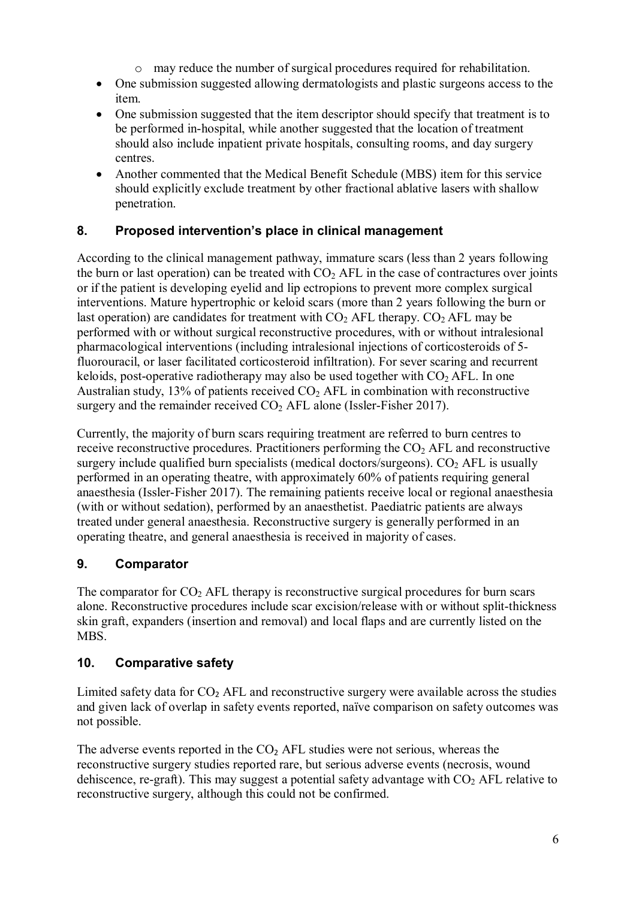- may reduce the number of surgical procedures required for rehabilitation.
- One submission suggested allowing dermatologists and plastic surgeons access to the item.
- One submission suggested that the item descriptor should specify that treatment is to be performed in-hospital, while another suggested that the location of treatment should also include inpatient private hospitals, consulting rooms, and day surgery centres.
- Another commented that the Medical Benefit Schedule (MBS) item for this service should explicitly exclude treatment by other fractional ablative lasers with shallow penetration.

## 8. Proposed intervention's place in clinical management

According to the clinical management pathway, immature scars (less than 2 years following the burn or last operation) can be treated with $CO_2$ AFL in the case of contractures over joints or if the patient is developing eyelid and lip ectropions to prevent more complex surgical interventions. Mature hypertrophic or keloid scars (more than 2 years following the burn or last operation) are candidates for treatment with $CO_2$ AFL therapy. $CO_2$ AFL may be performed with or without surgical reconstructive procedures, with or without intralesional pharmacological interventions (including intralesional injections of corticosteroids of 5-fluorouracil, or laser facilitated corticosteroid infiltration). For sever scaring and recurrent keloids, post-operative radiotherapy may also be used together with $CO_2$ AFL. In one Australian study, 13% of patients received $CO_2$ AFL in combination with reconstructive surgery and the remainder received $CO_2$ AFL alone (Issler-Fisher 2017).

Currently, the majority of burn scars requiring treatment are referred to burn centres to receive reconstructive procedures. Practitioners performing the $CO_2$ AFL and reconstructive surgery include qualified burn specialists (medical doctors/surgeons). $CO_2$ AFL is usually performed in an operating theatre, with approximately 60% of patients requiring general anaesthesia (Issler-Fisher 2017). The remaining patients receive local or regional anaesthesia (with or without sedation), performed by an anaesthetist. Paediatric patients are always treated under general anaesthesia. Reconstructive surgery is generally performed in an operating theatre, and general anaesthesia is received in majority of cases.

## 9. Comparator

The comparator for $CO_2$ AFL therapy is reconstructive surgical procedures for burn scars alone. Reconstructive procedures include scar excision/release with or without split-thickness skin graft, expanders (insertion and removal) and local flaps and are currently listed on the MBS.

## 10. Comparative safety

Limited safety data for $CO_2$ AFL and reconstructive surgery were available across the studies and given lack of overlap in safety events reported, naïve comparison on safety outcomes was not possible.

The adverse events reported in the $CO_2$ AFL studies were not serious, whereas the reconstructive surgery studies reported rare, but serious adverse events (necrosis, wound dehiscence, re-graft). This may suggest a potential safety advantage with $CO_2$ AFL relative to reconstructive surgery, although this could not be confirmed.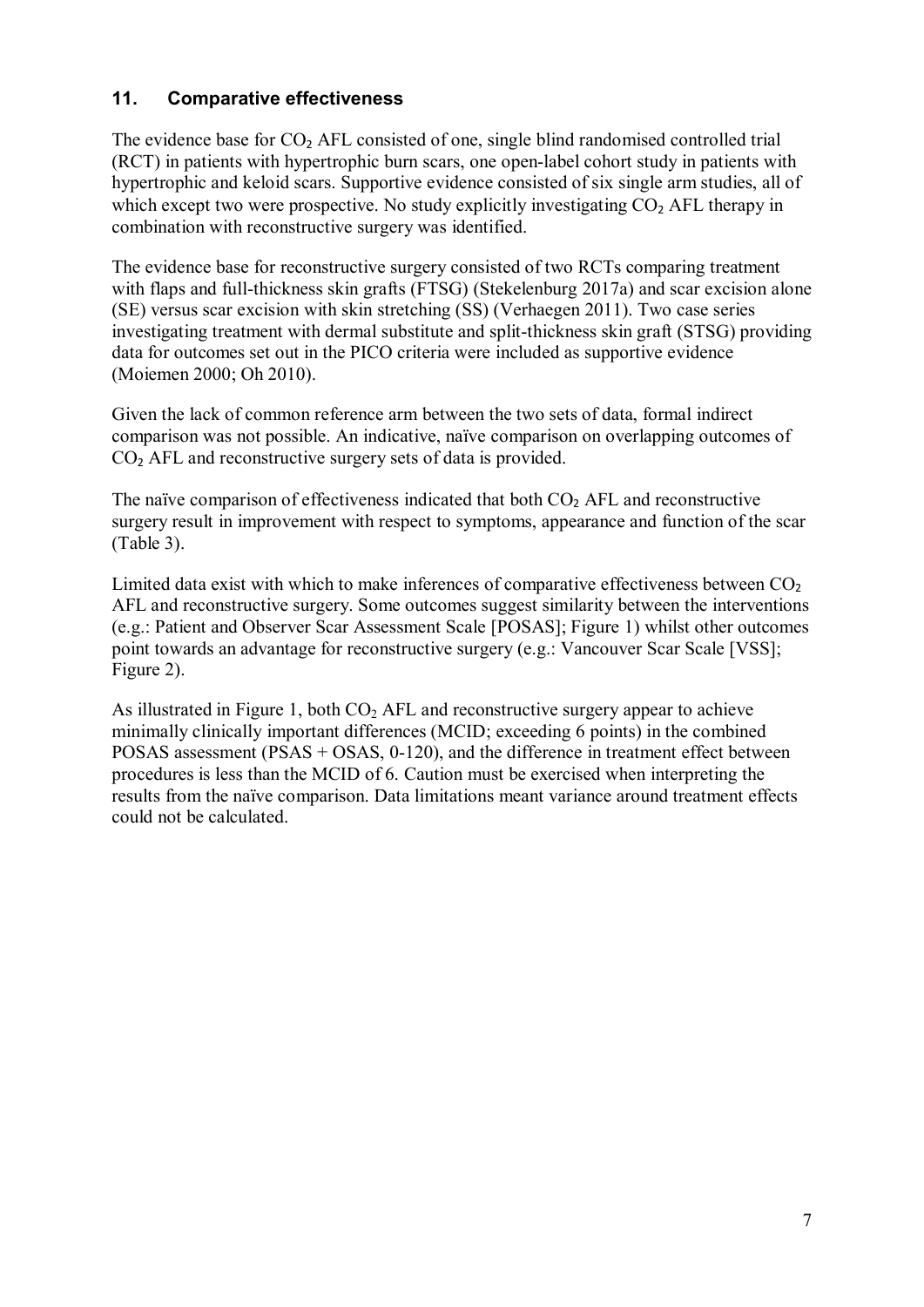## 11. Comparative effectiveness

The evidence base for $CO_2$ AFL consisted of one, single blind randomised controlled trial (RCT) in patients with hypertrophic burn scars, one open-label cohort study in patients with hypertrophic and keloid scars. Supportive evidence consisted of six single arm studies, all of which except two were prospective. No study explicitly investigating $CO_2$ AFL therapy in combination with reconstructive surgery was identified.

The evidence base for reconstructive surgery consisted of two RCTs comparing treatment with flaps and full-thickness skin grafts (FTSG) (Stekelenburg 2017a) and scar excision alone (SE) versus scar excision with skin stretching (SS) (Verhaegen 2011). Two case series investigating treatment with dermal substitute and split-thickness skin graft (STSG) providing data for outcomes set out in the PICO criteria were included as supportive evidence (Moiemen 2000; Oh 2010).

Given the lack of common reference arm between the two sets of data, formal indirect comparison was not possible. An indicative, naïve comparison on overlapping outcomes of $CO_2$ AFL and reconstructive surgery sets of data is provided.

The naïve comparison of effectiveness indicated that both $CO_2$ AFL and reconstructive surgery result in improvement with respect to symptoms, appearance and function of the scar (Table 3).

Limited data exist with which to make inferences of comparative effectiveness between $CO_2$ AFL and reconstructive surgery. Some outcomes suggest similarity between the interventions (e.g.: Patient and Observer Scar Assessment Scale [POSAS]; Figure 1) whilst other outcomes point towards an advantage for reconstructive surgery (e.g.: Vancouver Scar Scale [VSS]; Figure 2).

As illustrated in Figure 1, both $CO_2$ AFL and reconstructive surgery appear to achieve minimally clinically important differences (MCID; exceeding 6 points) in the combined POSAS assessment (PSAS + OSAS, 0-120), and the difference in treatment effect between procedures is less than the MCID of 6. Caution must be exercised when interpreting the results from the naïve comparison. Data limitations meant variance around treatment effects could not be calculated.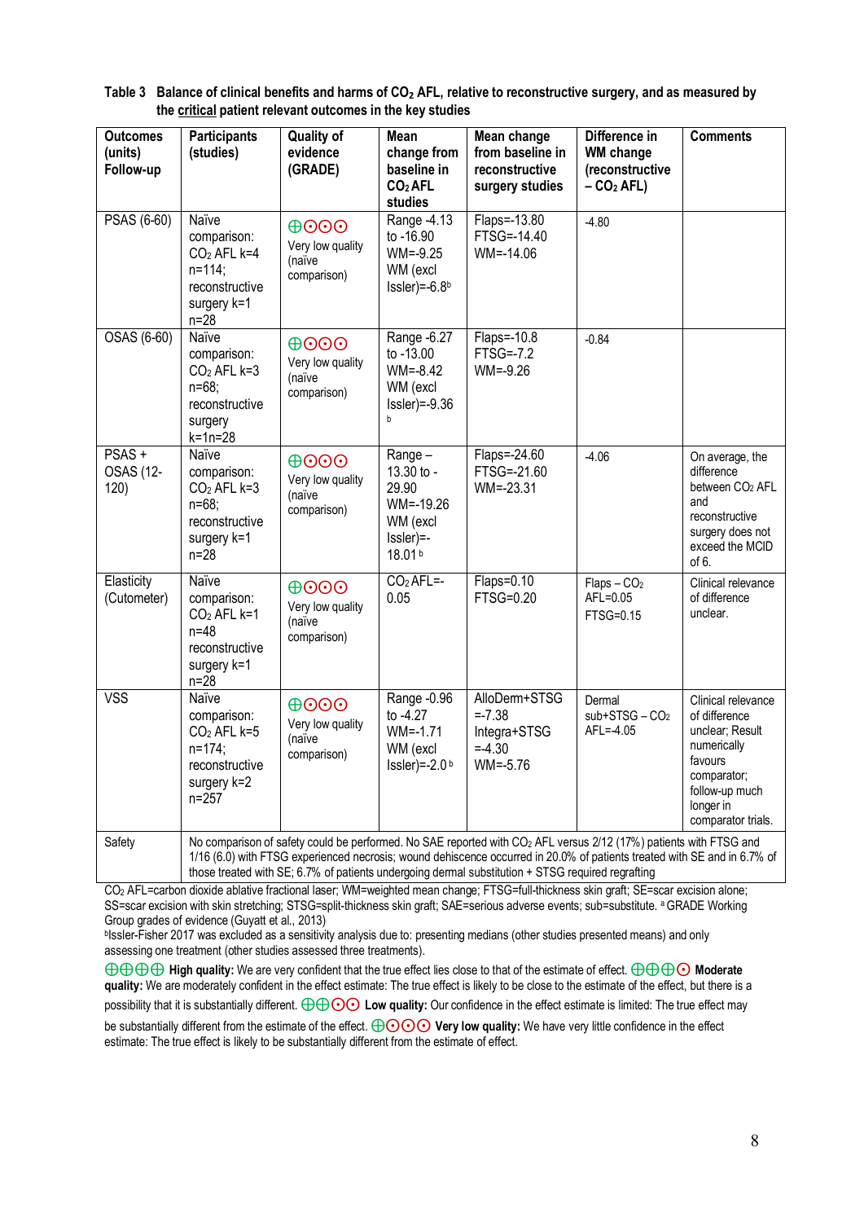**Table 3 Balance of clinical benefits and harms of $CO_2$ AFL, relative to reconstructive surgery, and as measured by the critical patient relevant outcomes in the key studies**

| Outcomes (units) Follow-up | Participants (studies) | Quality of evidence (GRADE) | Mean change from baseline in $CO_2$ AFL studies | Mean change from baseline in reconstructive surgery studies | Difference in WM change (reconstructive – $CO_2$ AFL) | Comments |
|---|---|---|---|---|---|---|
| PSAS (6-60) | Naïve comparison: $CO_2$ AFL k=4 n=114; reconstructive surgery k=1 n=28 | ⊕⊙⊙⊙ Very low quality (naïve comparison) | Range -4.13 to -16.90 WM=-9.25 WM (excl Issler)=-6.8[b] | Flaps=-13.80 FTSG=-14.40 WM=-14.06 | -4.80 | |
| OSAS (6-60) | Naïve comparison: $CO_2$ AFL k=3 n=68; reconstructive surgery k=1n=28 | ⊕⊙⊙⊙ Very low quality (naïve comparison) | Range -6.27 to -13.00 WM=-8.42 WM (excl Issler)=-9.36 [b] | Flaps=-10.8 FTSG=-7.2 WM=-9.26 | -0.84 | |
| PSAS + OSAS (12-120) | Naïve comparison: $CO_2$ AFL k=3 n=68; reconstructive surgery k=1 n=28 | ⊕⊙⊙⊙ Very low quality (naïve comparison) | Range – 13.30 to -29.90 WM=-19.26 WM (excl Issler)=-18.01 [b] | Flaps=-24.60 FTSG=-21.60 WM=-23.31 | -4.06 | On average, the difference between $CO_2$ AFL and reconstructive surgery does not exceed the MCID of 6. |
| Elasticity (Cutometer) | Naïve comparison: $CO_2$ AFL k=1 n=48 reconstructive surgery k=1 n=28 | ⊕⊙⊙⊙ Very low quality (naïve comparison) | $CO_2$ AFL=-0.05 | Flaps=0.10 FTSG=0.20 | Flaps – $CO_2$ AFL=0.05 FTSG=0.15 | Clinical relevance of difference unclear. |
| VSS | Naïve comparison: $CO_2$ AFL k=5 n=174; reconstructive surgery k=2 n=257 | ⊕⊙⊙⊙ Very low quality (naïve comparison) | Range -0.96 to -4.27 WM=-1.71 WM (excl Issler)=-2.0 [b] | AlloDerm+STSG =-7.38 Integra+STSG =-4.30 WM=-5.76 | Dermal sub+STSG – $CO_2$ AFL=-4.05 | Clinical relevance of difference unclear; Result numerically favours comparator; follow-up much longer in comparator trials. |
| Safety | No comparison of safety could be performed. No SAE reported with $CO_2$ AFL versus 2/12 (17%) patients with FTSG and 1/16 (6.0) with FTSG experienced necrosis; wound dehiscence occurred in 20.0% of patients treated with SE and in 6.7% of those treated with SE; 6.7% of patients undergoing dermal substitution + STSG required regrafting | | | | | |

$CO_2$ AFL=carbon dioxide ablative fractional laser; WM=weighted mean change; FTSG=full-thickness skin graft; SE=scar excision alone; SS=scar excision with skin stretching; STSG=split-thickness skin graft; SAE=serious adverse events; sub=substitute. [a] GRADE Working Group grades of evidence (Guyatt et al., 2013)

[b]Issler-Fisher 2017 was excluded as a sensitivity analysis due to: presenting medians (other studies presented means) and only assessing one treatment (other studies assessed three treatments).

⊕⊕⊕⊕ **High quality:** We are very confident that the true effect lies close to that of the estimate of effect. ⊕⊕⊕⊙ **Moderate quality:** We are moderately confident in the effect estimate: The true effect is likely to be close to the estimate of the effect, but there is a possibility that it is substantially different. ⊕⊕⊙⊙ **Low quality:** Our confidence in the effect estimate is limited: The true effect may be substantially different from the estimate of the effect. ⊕⊙⊙⊙ **Very low quality:** We have very little confidence in the effect estimate: The true effect is likely to be substantially different from the estimate of effect.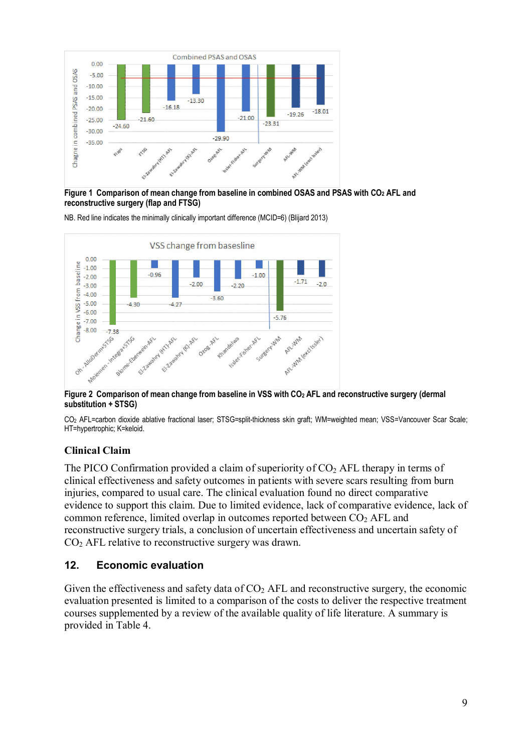**Figure 1 Comparison of mean change from baseline in combined OSAS and PSAS with $CO_2$ AFL and reconstructive surgery (flap and FTSG)**

NB. Red line indicates the minimally clinically important difference (MCID=6) (Blijard 2013)

**Figure 2 Comparison of mean change from baseline in VSS with $CO_2$ AFL and reconstructive surgery (dermal substitution + STSG)**

$CO_2$ AFL=carbon dioxide ablative fractional laser; STSG=split-thickness skin graft; WM=weighted mean; VSS=Vancouver Scar Scale; HT=hypertrophic; K=keloid.

### Clinical Claim

The PICO Confirmation provided a claim of superiority of $CO_2$ AFL therapy in terms of clinical effectiveness and safety outcomes in patients with severe scars resulting from burn injuries, compared to usual care. The clinical evaluation found no direct comparative evidence to support this claim. Due to limited evidence, lack of comparative evidence, lack of common reference, limited overlap in outcomes reported between $CO_2$ AFL and reconstructive surgery trials, a conclusion of uncertain effectiveness and uncertain safety of $CO_2$ AFL relative to reconstructive surgery was drawn.

## 12. Economic evaluation

Given the effectiveness and safety data of $CO_2$ AFL and reconstructive surgery, the economic evaluation presented is limited to a comparison of the costs to deliver the respective treatment courses supplemented by a review of the available quality of life literature. A summary is provided in Table 4.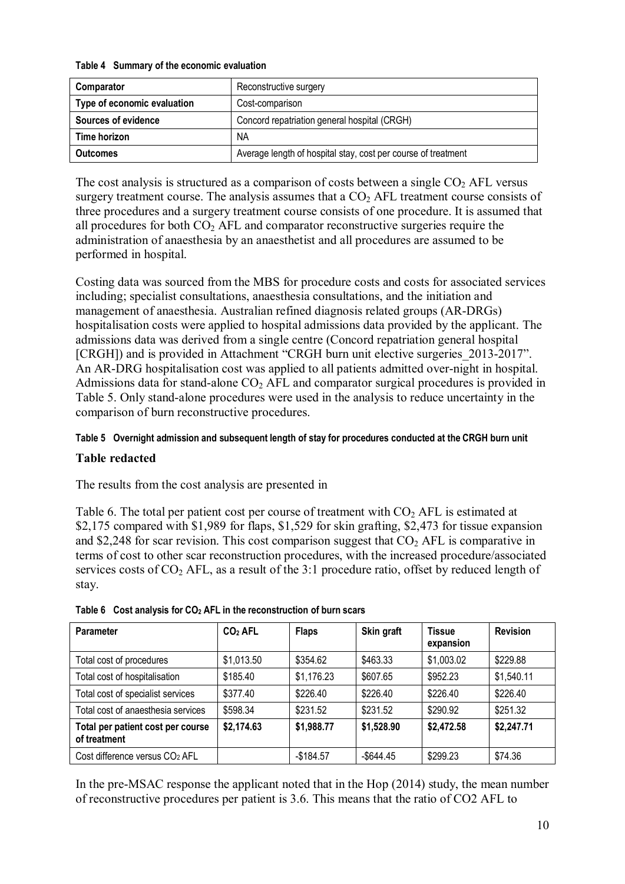**Table 4 Summary of the economic evaluation**

| Comparator | Reconstructive surgery |
|---|---|
| **Type of economic evaluation** | Cost-comparison |
| **Sources of evidence** | Concord repatriation general hospital (CRGH) |
| **Time horizon** | NA |
| **Outcomes** | Average length of hospital stay, cost per course of treatment |

The cost analysis is structured as a comparison of costs between a single $CO_2$ AFL versus surgery treatment course. The analysis assumes that a $CO_2$ AFL treatment course consists of three procedures and a surgery treatment course consists of one procedure. It is assumed that all procedures for both $CO_2$ AFL and comparator reconstructive surgeries require the administration of anaesthesia by an anaesthetist and all procedures are assumed to be performed in hospital.

Costing data was sourced from the MBS for procedure costs and costs for associated services including; specialist consultations, anaesthesia consultations, and the initiation and management of anaesthesia. Australian refined diagnosis related groups (AR-DRGs) hospitalisation costs were applied to hospital admissions data provided by the applicant. The admissions data was derived from a single centre (Concord repatriation general hospital [CRGH]) and is provided in Attachment "CRGH burn unit elective surgeries_2013-2017". An AR-DRG hospitalisation cost was applied to all patients admitted over-night in hospital. Admissions data for stand-alone $CO_2$ AFL and comparator surgical procedures is provided in Table 5. Only stand-alone procedures were used in the analysis to reduce uncertainty in the comparison of burn reconstructive procedures.

**Table 5 Overnight admission and subsequent length of stay for procedures conducted at the CRGH burn unit**

**Table redacted**

The results from the cost analysis are presented in

Table 6. The total per patient cost per course of treatment with $CO_2$ AFL is estimated at $2,175 compared with $1,989 for flaps, $1,529 for skin grafting, $2,473 for tissue expansion and $2,248 for scar revision. This cost comparison suggest that $CO_2$ AFL is comparative in terms of cost to other scar reconstruction procedures, with the increased procedure/associated services costs of $CO_2$ AFL, as a result of the 3:1 procedure ratio, offset by reduced length of stay.

**Table 6 Cost analysis for $CO_2$ AFL in the reconstruction of burn scars**

| Parameter | $CO_2$ AFL | Flaps | Skin graft | Tissue expansion | Revision |
|---|---|---|---|---|---|
| Total cost of procedures | $1,013.50 | $354.62 | $463.33 | $1,003.02 | $229.88 |
| Total cost of hospitalisation | $185.40 | $1,176.23 | $607.65 | $952.23 | $1,540.11 |
| Total cost of specialist services | $377.40 | $226.40 | $226.40 | $226.40 | $226.40 |
| Total cost of anaesthesia services | $598.34 | $231.52 | $231.52 | $290.92 | $251.32 |
| **Total per patient cost per course of treatment** | **$2,174.63** | **$1,988.77** | **$1,528.90** | **$2,472.58** | **$2,247.71** |
| Cost difference versus $CO_2$ AFL | | -$184.57 | -$644.45 | $299.23 | $74.36 |

In the pre-MSAC response the applicant noted that in the Hop (2014) study, the mean number of reconstructive procedures per patient is 3.6. This means that the ratio of CO2 AFL to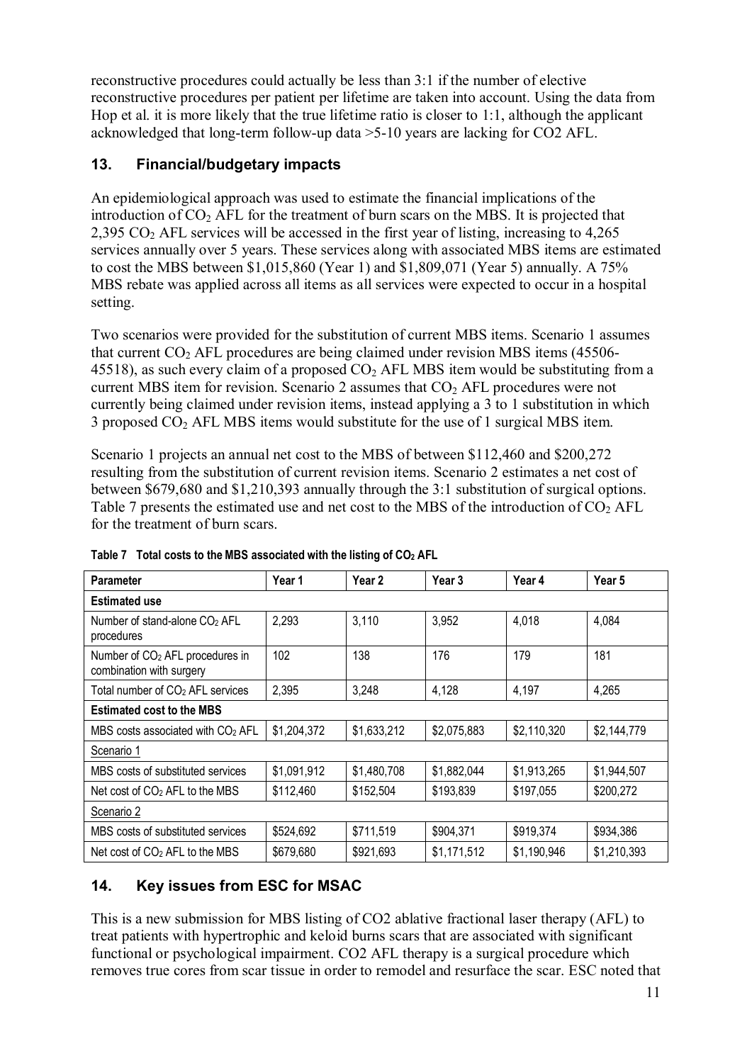reconstructive procedures could actually be less than 3:1 if the number of elective reconstructive procedures per patient per lifetime are taken into account. Using the data from Hop et al. it is more likely that the true lifetime ratio is closer to 1:1, although the applicant acknowledged that long-term follow-up data >5-10 years are lacking for CO2 AFL.

## 13. Financial/budgetary impacts

An epidemiological approach was used to estimate the financial implications of the introduction of $CO_2$ AFL for the treatment of burn scars on the MBS. It is projected that 2,395 $CO_2$ AFL services will be accessed in the first year of listing, increasing to 4,265 services annually over 5 years. These services along with associated MBS items are estimated to cost the MBS between $1,015,860 (Year 1) and $1,809,071 (Year 5) annually. A 75% MBS rebate was applied across all items as all services were expected to occur in a hospital setting.

Two scenarios were provided for the substitution of current MBS items. Scenario 1 assumes that current $CO_2$ AFL procedures are being claimed under revision MBS items (45506-45518), as such every claim of a proposed $CO_2$ AFL MBS item would be substituting from a current MBS item for revision. Scenario 2 assumes that $CO_2$ AFL procedures were not currently being claimed under revision items, instead applying a 3 to 1 substitution in which 3 proposed $CO_2$ AFL MBS items would substitute for the use of 1 surgical MBS item.

Scenario 1 projects an annual net cost to the MBS of between $112,460 and $200,272 resulting from the substitution of current revision items. Scenario 2 estimates a net cost of between $679,680 and $1,210,393 annually through the 3:1 substitution of surgical options. Table 7 presents the estimated use and net cost to the MBS of the introduction of $CO_2$ AFL for the treatment of burn scars.

**Table 7 Total costs to the MBS associated with the listing of $CO_2$ AFL**

| Parameter | Year 1 | Year 2 | Year 3 | Year 4 | Year 5 |
|---|---|---|---|---|---|
| **Estimated use** | | | | | |
| Number of stand-alone $CO_2$ AFL procedures | 2,293 | 3,110 | 3,952 | 4,018 | 4,084 |
| Number of $CO_2$ AFL procedures in combination with surgery | 102 | 138 | 176 | 179 | 181 |
| Total number of $CO_2$ AFL services | 2,395 | 3,248 | 4,128 | 4,197 | 4,265 |
| **Estimated cost to the MBS** | | | | | |
| MBS costs associated with $CO_2$ AFL | $1,204,372 | $1,633,212 | $2,075,883 | $2,110,320 | $2,144,779 |
| Scenario 1 | | | | | |
| MBS costs of substituted services | $1,091,912 | $1,480,708 | $1,882,044 | $1,913,265 | $1,944,507 |
| Net cost of $CO_2$ AFL to the MBS | $112,460 | $152,504 | $193,839 | $197,055 | $200,272 |
| Scenario 2 | | | | | |
| MBS costs of substituted services | $524,692 | $711,519 | $904,371 | $919,374 | $934,386 |
| Net cost of $CO_2$ AFL to the MBS | $679,680 | $921,693 | $1,171,512 | $1,190,946 | $1,210,393 |

## 14. Key issues from ESC for MSAC

This is a new submission for MBS listing of CO2 ablative fractional laser therapy (AFL) to treat patients with hypertrophic and keloid burns scars that are associated with significant functional or psychological impairment. CO2 AFL therapy is a surgical procedure which removes true cores from scar tissue in order to remodel and resurface the scar. ESC noted that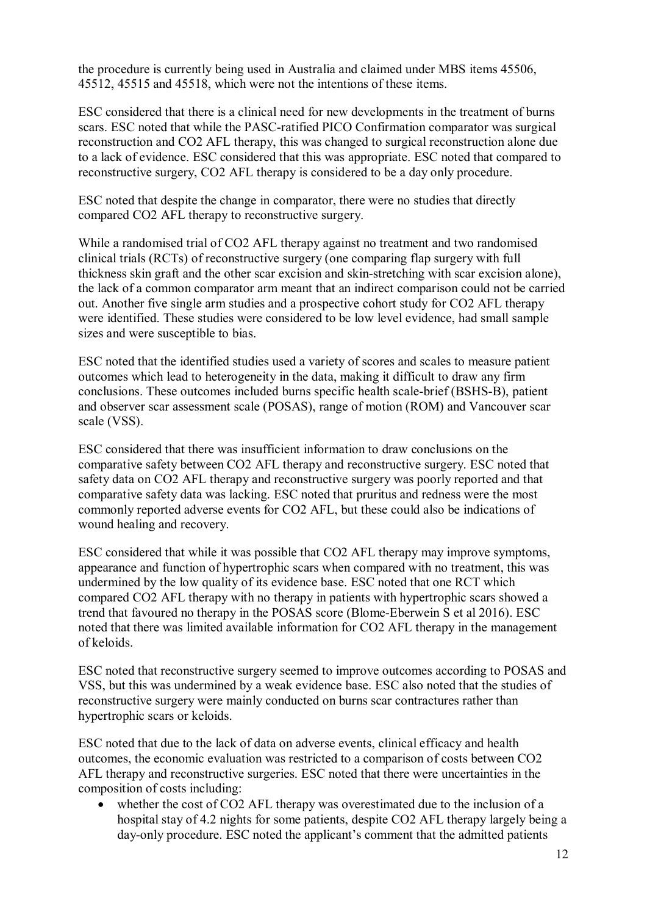the procedure is currently being used in Australia and claimed under MBS items 45506, 45512, 45515 and 45518, which were not the intentions of these items.

ESC considered that there is a clinical need for new developments in the treatment of burns scars. ESC noted that while the PASC-ratified PICO Confirmation comparator was surgical reconstruction and $CO_2$ AFL therapy, this was changed to surgical reconstruction alone due to a lack of evidence. ESC considered that this was appropriate. ESC noted that compared to reconstructive surgery, $CO_2$ AFL therapy is considered to be a day only procedure.

ESC noted that despite the change in comparator, there were no studies that directly compared $CO_2$ AFL therapy to reconstructive surgery.

While a randomised trial of $CO_2$ AFL therapy against no treatment and two randomised clinical trials (RCTs) of reconstructive surgery (one comparing flap surgery with full thickness skin graft and the other scar excision and skin-stretching with scar excision alone), the lack of a common comparator arm meant that an indirect comparison could not be carried out. Another five single arm studies and a prospective cohort study for $CO_2$ AFL therapy were identified. These studies were considered to be low level evidence, had small sample sizes and were susceptible to bias.

ESC noted that the identified studies used a variety of scores and scales to measure patient outcomes which lead to heterogeneity in the data, making it difficult to draw any firm conclusions. These outcomes included burns specific health scale-brief (BSHS-B), patient and observer scar assessment scale (POSAS), range of motion (ROM) and Vancouver scar scale (VSS).

ESC considered that there was insufficient information to draw conclusions on the comparative safety between $CO_2$ AFL therapy and reconstructive surgery. ESC noted that safety data on $CO_2$ AFL therapy and reconstructive surgery was poorly reported and that comparative safety data was lacking. ESC noted that pruritus and redness were the most commonly reported adverse events for $CO_2$ AFL, but these could also be indications of wound healing and recovery.

ESC considered that while it was possible that $CO_2$ AFL therapy may improve symptoms, appearance and function of hypertrophic scars when compared with no treatment, this was undermined by the low quality of its evidence base. ESC noted that one RCT which compared $CO_2$ AFL therapy with no therapy in patients with hypertrophic scars showed a trend that favoured no therapy in the POSAS score (Blome-Eberwein S et al 2016). ESC noted that there was limited available information for $CO_2$ AFL therapy in the management of keloids.

ESC noted that reconstructive surgery seemed to improve outcomes according to POSAS and VSS, but this was undermined by a weak evidence base. ESC also noted that the studies of reconstructive surgery were mainly conducted on burns scar contractures rather than hypertrophic scars or keloids.

ESC noted that due to the lack of data on adverse events, clinical efficacy and health outcomes, the economic evaluation was restricted to a comparison of costs between $CO_2$ AFL therapy and reconstructive surgeries. ESC noted that there were uncertainties in the composition of costs including:

- whether the cost of $CO_2$ AFL therapy was overestimated due to the inclusion of a hospital stay of 4.2 nights for some patients, despite $CO_2$ AFL therapy largely being a day-only procedure. ESC noted the applicant's comment that the admitted patients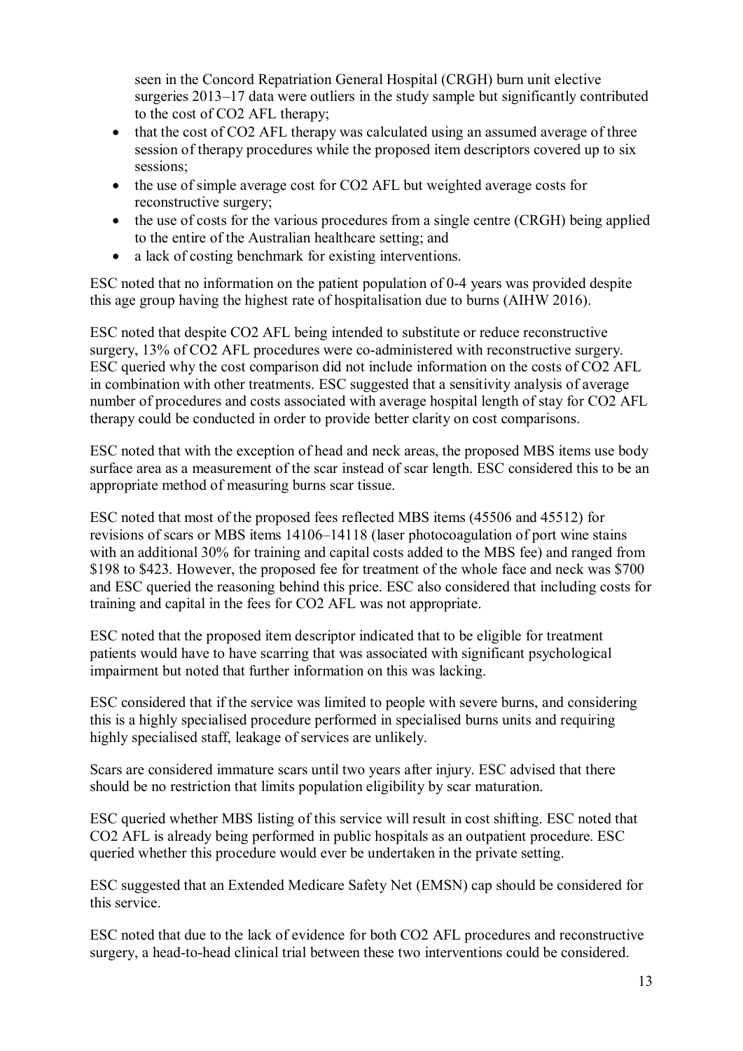seen in the Concord Repatriation General Hospital (CRGH) burn unit elective surgeries 2013–17 data were outliers in the study sample but significantly contributed to the cost of $CO_2$ AFL therapy;

- that the cost of $CO_2$ AFL therapy was calculated using an assumed average of three session of therapy procedures while the proposed item descriptors covered up to six sessions;
- the use of simple average cost for $CO_2$ AFL but weighted average costs for reconstructive surgery;
- the use of costs for the various procedures from a single centre (CRGH) being applied to the entire of the Australian healthcare setting; and
- a lack of costing benchmark for existing interventions.

ESC noted that no information on the patient population of 0-4 years was provided despite this age group having the highest rate of hospitalisation due to burns (AIHW 2016).

ESC noted that despite $CO_2$ AFL being intended to substitute or reduce reconstructive surgery, 13% of $CO_2$ AFL procedures were co-administered with reconstructive surgery. ESC queried why the cost comparison did not include information on the costs of $CO_2$ AFL in combination with other treatments. ESC suggested that a sensitivity analysis of average number of procedures and costs associated with average hospital length of stay for $CO_2$ AFL therapy could be conducted in order to provide better clarity on cost comparisons.

ESC noted that with the exception of head and neck areas, the proposed MBS items use body surface area as a measurement of the scar instead of scar length. ESC considered this to be an appropriate method of measuring burns scar tissue.

ESC noted that most of the proposed fees reflected MBS items (45506 and 45512) for revisions of scars or MBS items 14106–14118 (laser photocoagulation of port wine stains with an additional 30% for training and capital costs added to the MBS fee) and ranged from \$198 to \$423. However, the proposed fee for treatment of the whole face and neck was \$700 and ESC queried the reasoning behind this price. ESC also considered that including costs for training and capital in the fees for $CO_2$ AFL was not appropriate.

ESC noted that the proposed item descriptor indicated that to be eligible for treatment patients would have to have scarring that was associated with significant psychological impairment but noted that further information on this was lacking.

ESC considered that if the service was limited to people with severe burns, and considering this is a highly specialised procedure performed in specialised burns units and requiring highly specialised staff, leakage of services are unlikely.

Scars are considered immature scars until two years after injury. ESC advised that there should be no restriction that limits population eligibility by scar maturation.

ESC queried whether MBS listing of this service will result in cost shifting. ESC noted that $CO_2$ AFL is already being performed in public hospitals as an outpatient procedure. ESC queried whether this procedure would ever be undertaken in the private setting.

ESC suggested that an Extended Medicare Safety Net (EMSN) cap should be considered for this service.

ESC noted that due to the lack of evidence for both $CO_2$ AFL procedures and reconstructive surgery, a head-to-head clinical trial between these two interventions could be considered.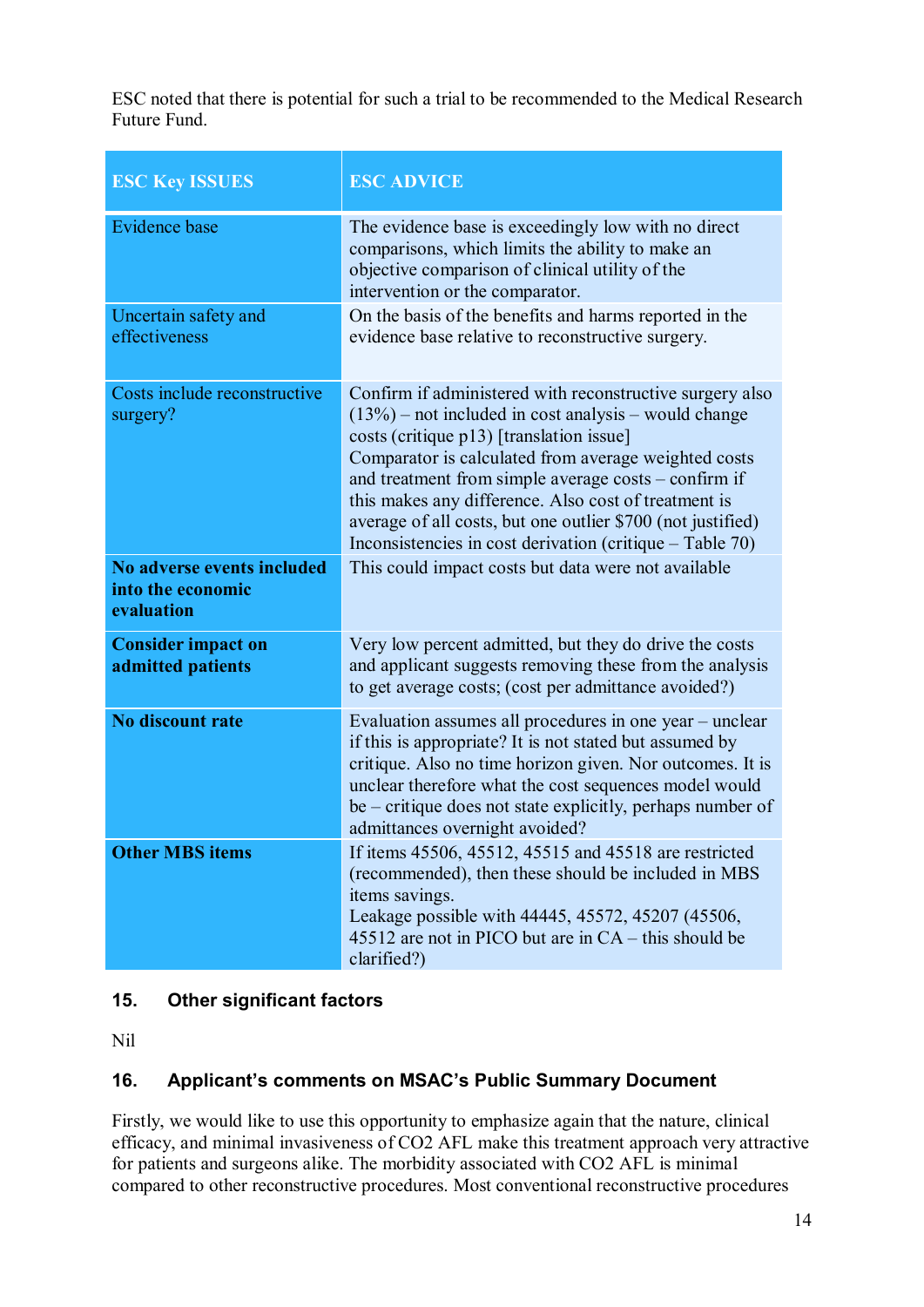ESC noted that there is potential for such a trial to be recommended to the Medical Research Future Fund.

| ESC Key ISSUES | ESC ADVICE |
|---|---|
| Evidence base | The evidence base is exceedingly low with no direct comparisons, which limits the ability to make an objective comparison of clinical utility of the intervention or the comparator. |
| Uncertain safety and effectiveness | On the basis of the benefits and harms reported in the evidence base relative to reconstructive surgery. |
| Costs include reconstructive surgery? | Confirm if administered with reconstructive surgery also (13%) – not included in cost analysis – would change costs (critique p13) [translation issue]<br>Comparator is calculated from average weighted costs and treatment from simple average costs – confirm if this makes any difference. Also cost of treatment is average of all costs, but one outlier \$700 (not justified)<br>Inconsistencies in cost derivation (critique – Table 70) |
| **No adverse events included into the economic evaluation** | This could impact costs but data were not available |
| **Consider impact on admitted patients** | Very low percent admitted, but they do drive the costs and applicant suggests removing these from the analysis to get average costs; (cost per admittance avoided?) |
| **No discount rate** | Evaluation assumes all procedures in one year – unclear if this is appropriate? It is not stated but assumed by critique. Also no time horizon given. Nor outcomes. It is unclear therefore what the cost sequences model would be – critique does not state explicitly, perhaps number of admittances overnight avoided? |
| **Other MBS items** | If items 45506, 45512, 45515 and 45518 are restricted (recommended), then these should be included in MBS items savings.<br>Leakage possible with 44445, 45572, 45207 (45506, 45512 are not in PICO but are in CA – this should be clarified?) |

## 15. Other significant factors

Nil

## 16. Applicant's comments on MSAC's Public Summary Document

Firstly, we would like to use this opportunity to emphasize again that the nature, clinical efficacy, and minimal invasiveness of $CO_2$ AFL make this treatment approach very attractive for patients and surgeons alike. The morbidity associated with $CO_2$ AFL is minimal compared to other reconstructive procedures. Most conventional reconstructive procedures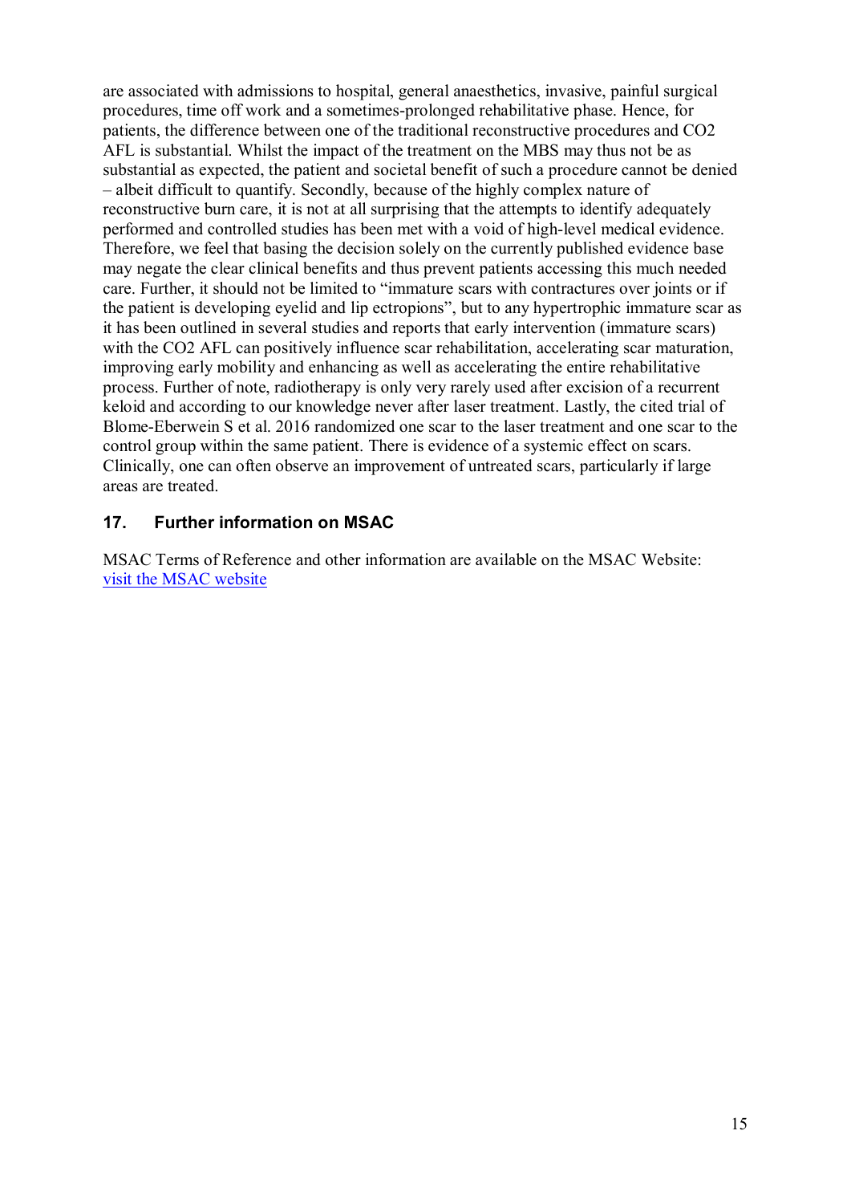are associated with admissions to hospital, general anaesthetics, invasive, painful surgical procedures, time off work and a sometimes-prolonged rehabilitative phase. Hence, for patients, the difference between one of the traditional reconstructive procedures and $CO_2$ AFL is substantial. Whilst the impact of the treatment on the MBS may thus not be as substantial as expected, the patient and societal benefit of such a procedure cannot be denied – albeit difficult to quantify. Secondly, because of the highly complex nature of reconstructive burn care, it is not at all surprising that the attempts to identify adequately performed and controlled studies has been met with a void of high-level medical evidence. Therefore, we feel that basing the decision solely on the currently published evidence base may negate the clear clinical benefits and thus prevent patients accessing this much needed care. Further, it should not be limited to "immature scars with contractures over joints or if the patient is developing eyelid and lip ectropions", but to any hypertrophic immature scar as it has been outlined in several studies and reports that early intervention (immature scars) with the $CO_2$ AFL can positively influence scar rehabilitation, accelerating scar maturation, improving early mobility and enhancing as well as accelerating the entire rehabilitative process. Further of note, radiotherapy is only very rarely used after excision of a recurrent keloid and according to our knowledge never after laser treatment. Lastly, the cited trial of Blome-Eberwein S et al. 2016 randomized one scar to the laser treatment and one scar to the control group within the same patient. There is evidence of a systemic effect on scars. Clinically, one can often observe an improvement of untreated scars, particularly if large areas are treated.

## 17. Further information on MSAC

MSAC Terms of Reference and other information are available on the MSAC Website: visit the MSAC website